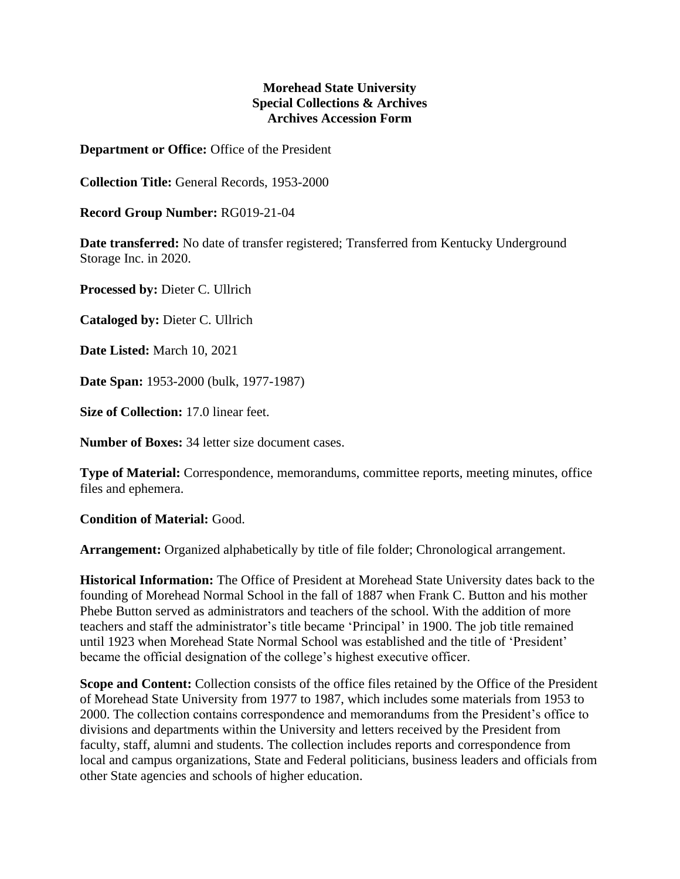**Morehead State University**
**Special Collections & Archives**
**Archives Accession Form**

**Department or Office:** Office of the President

**Collection Title:** General Records, 1953-2000

**Record Group Number:** RG019-21-04

**Date transferred:** No date of transfer registered; Transferred from Kentucky Underground Storage Inc. in 2020.

**Processed by:** Dieter C. Ullrich

**Cataloged by:** Dieter C. Ullrich

**Date Listed:** March 10, 2021

**Date Span:** 1953-2000 (bulk, 1977-1987)

**Size of Collection:** 17.0 linear feet.

**Number of Boxes:** 34 letter size document cases.

**Type of Material:** Correspondence, memorandums, committee reports, meeting minutes, office files and ephemera.

**Condition of Material:** Good.

**Arrangement:** Organized alphabetically by title of file folder; Chronological arrangement.

**Historical Information:** The Office of President at Morehead State University dates back to the founding of Morehead Normal School in the fall of 1887 when Frank C. Button and his mother Phebe Button served as administrators and teachers of the school. With the addition of more teachers and staff the administrator's title became 'Principal' in 1900. The job title remained until 1923 when Morehead State Normal School was established and the title of 'President' became the official designation of the college's highest executive officer.

**Scope and Content:** Collection consists of the office files retained by the Office of the President of Morehead State University from 1977 to 1987, which includes some materials from 1953 to 2000. The collection contains correspondence and memorandums from the President's office to divisions and departments within the University and letters received by the President from faculty, staff, alumni and students. The collection includes reports and correspondence from local and campus organizations, State and Federal politicians, business leaders and officials from other State agencies and schools of higher education.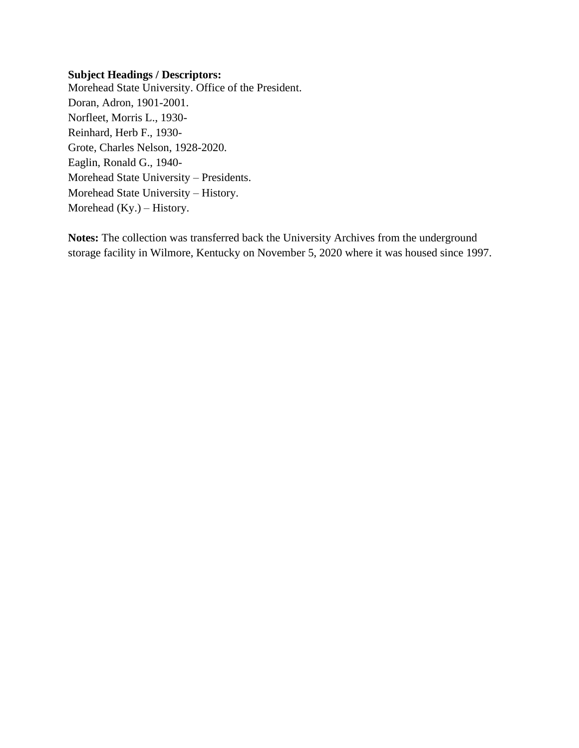**Subject Headings / Descriptors:**
Morehead State University. Office of the President.
Doran, Adron, 1901-2001.
Norfleet, Morris L., 1930-
Reinhard, Herb F., 1930-
Grote, Charles Nelson, 1928-2020.
Eaglin, Ronald G., 1940-
Morehead State University – Presidents.
Morehead State University – History.
Morehead (Ky.) – History.

**Notes:** The collection was transferred back the University Archives from the underground storage facility in Wilmore, Kentucky on November 5, 2020 where it was housed since 1997.